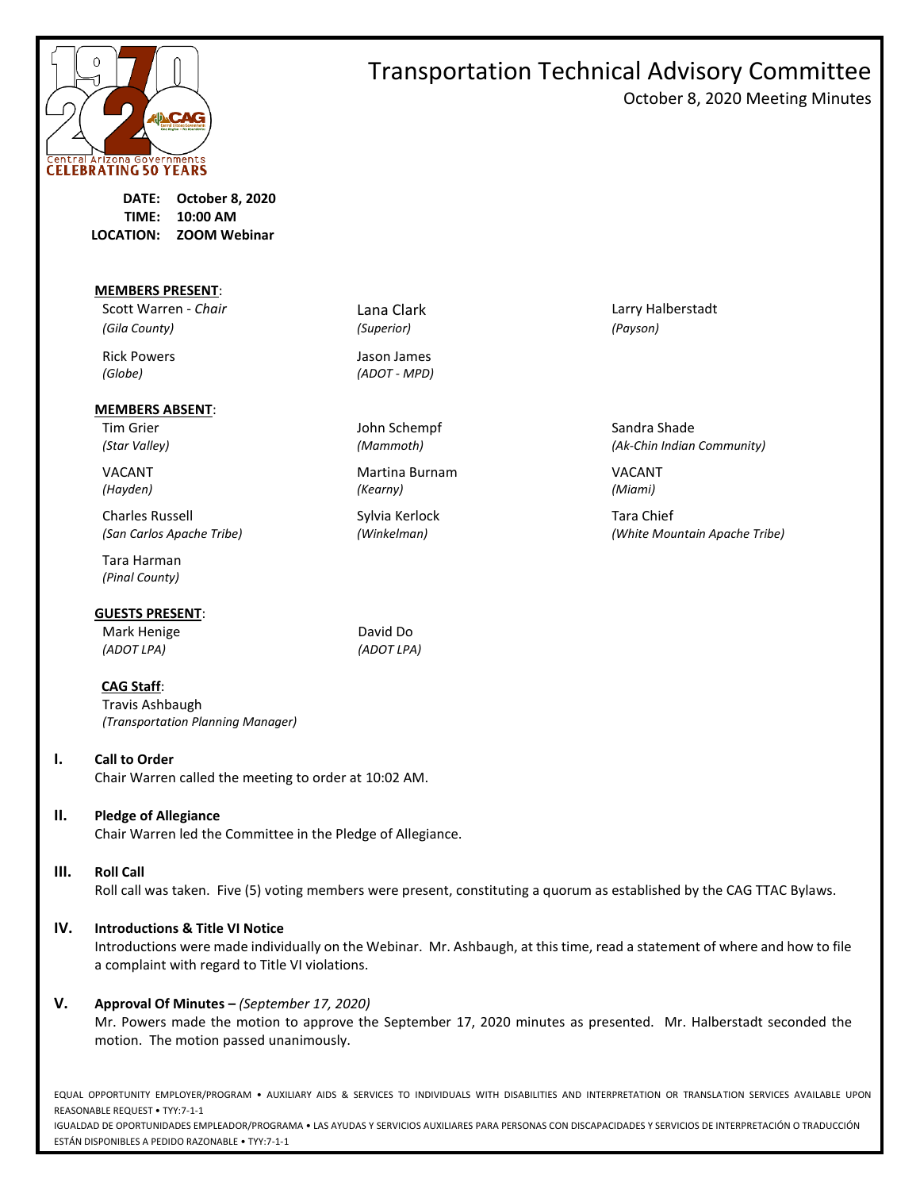# Transportation Technical Advisory Committee

October 8, 2020 Meeting Minutes

**DATE:** October 8, 2020
**TIME:** 10:00 AM
**LOCATION:** ZOOM Webinar

**MEMBERS PRESENT:**

| | | |
|---|---|---|
| Scott Warren - *Chair* *(Gila County)* | Lana Clark *(Superior)* | Larry Halberstadt *(Payson)* |
| Rick Powers *(Globe)* | Jason James *(ADOT - MPD)* | |

**MEMBERS ABSENT:**

| | | |
|---|---|---|
| Tim Grier *(Star Valley)* | John Schempf *(Mammoth)* | Sandra Shade *(Ak-Chin Indian Community)* |
| VACANT *(Hayden)* | Martina Burnam *(Kearny)* | VACANT *(Miami)* |
| Charles Russell *(San Carlos Apache Tribe)* | Sylvia Kerlock *(Winkelman)* | Tara Chief *(White Mountain Apache Tribe)* |
| Tara Harman *(Pinal County)* | | |

**GUESTS PRESENT:**

| | |
|---|---|
| Mark Henige *(ADOT LPA)* | David Do *(ADOT LPA)* |

**CAG Staff:**
Travis Ashbaugh
*(Transportation Planning Manager)*

## I. Call to Order
Chair Warren called the meeting to order at 10:02 AM.

## II. Pledge of Allegiance
Chair Warren led the Committee in the Pledge of Allegiance.

## III. Roll Call
Roll call was taken. Five (5) voting members were present, constituting a quorum as established by the CAG TTAC Bylaws.

## IV. Introductions & Title VI Notice
Introductions were made individually on the Webinar. Mr. Ashbaugh, at this time, read a statement of where and how to file a complaint with regard to Title VI violations.

## V. Approval Of Minutes – *(September 17, 2020)*
Mr. Powers made the motion to approve the September 17, 2020 minutes as presented. Mr. Halberstadt seconded the motion. The motion passed unanimously.

EQUAL OPPORTUNITY EMPLOYER/PROGRAM • AUXILIARY AIDS & SERVICES TO INDIVIDUALS WITH DISABILITIES AND INTERPRETATION OR TRANSLATION SERVICES AVAILABLE UPON REASONABLE REQUEST • TYY:7-1-1
IGUALDAD DE OPORTUNIDADES EMPLEADOR/PROGRAMA • LAS AYUDAS Y SERVICIOS AUXILIARES PARA PERSONAS CON DISCAPACIDADES Y SERVICIOS DE INTERPRETACIÓN O TRADUCCIÓN ESTÁN DISPONIBLES A PEDIDO RAZONABLE • TYY:7-1-1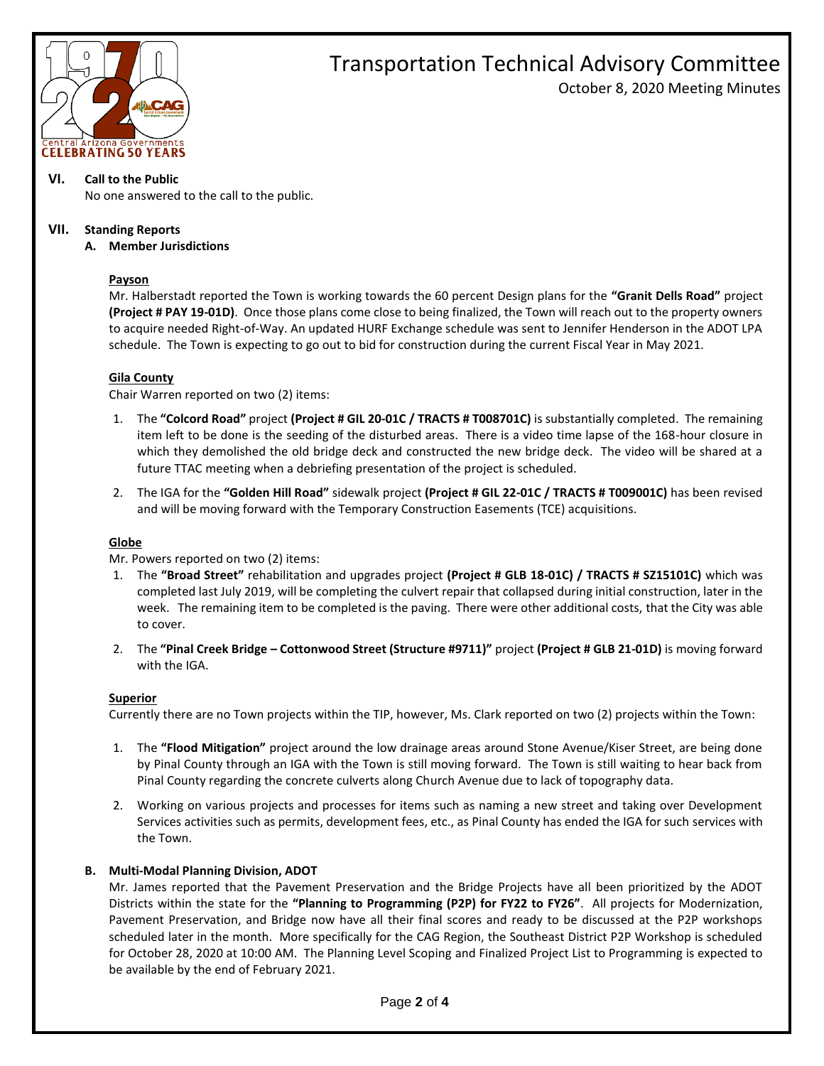## VI. Call to the Public

No one answered to the call to the public.

## VII. Standing Reports

### A. Member Jurisdictions

**Payson**

Mr. Halberstadt reported the Town is working towards the 60 percent Design plans for the **"Granit Dells Road"** project **(Project # PAY 19-01D)**. Once those plans come close to being finalized, the Town will reach out to the property owners to acquire needed Right-of-Way. An updated HURF Exchange schedule was sent to Jennifer Henderson in the ADOT LPA schedule. The Town is expecting to go out to bid for construction during the current Fiscal Year in May 2021.

**Gila County**

Chair Warren reported on two (2) items:

1. The **"Colcord Road"** project **(Project # GIL 20-01C / TRACTS # T008701C)** is substantially completed. The remaining item left to be done is the seeding of the disturbed areas. There is a video time lapse of the 168-hour closure in which they demolished the old bridge deck and constructed the new bridge deck. The video will be shared at a future TTAC meeting when a debriefing presentation of the project is scheduled.
2. The IGA for the **"Golden Hill Road"** sidewalk project **(Project # GIL 22-01C / TRACTS # T009001C)** has been revised and will be moving forward with the Temporary Construction Easements (TCE) acquisitions.

**Globe**

Mr. Powers reported on two (2) items:

1. The **"Broad Street"** rehabilitation and upgrades project **(Project # GLB 18-01C) / TRACTS # SZ15101C)** which was completed last July 2019, will be completing the culvert repair that collapsed during initial construction, later in the week. The remaining item to be completed is the paving. There were other additional costs, that the City was able to cover.
2. The **"Pinal Creek Bridge – Cottonwood Street (Structure #9711)"** project **(Project # GLB 21-01D)** is moving forward with the IGA.

**Superior**

Currently there are no Town projects within the TIP, however, Ms. Clark reported on two (2) projects within the Town:

1. The **"Flood Mitigation"** project around the low drainage areas around Stone Avenue/Kiser Street, are being done by Pinal County through an IGA with the Town is still moving forward. The Town is still waiting to hear back from Pinal County regarding the concrete culverts along Church Avenue due to lack of topography data.
2. Working on various projects and processes for items such as naming a new street and taking over Development Services activities such as permits, development fees, etc., as Pinal County has ended the IGA for such services with the Town.

### B. Multi-Modal Planning Division, ADOT

Mr. James reported that the Pavement Preservation and the Bridge Projects have all been prioritized by the ADOT Districts within the state for the **"Planning to Programming (P2P) for FY22 to FY26"**. All projects for Modernization, Pavement Preservation, and Bridge now have all their final scores and ready to be discussed at the P2P workshops scheduled later in the month. More specifically for the CAG Region, the Southeast District P2P Workshop is scheduled for October 28, 2020 at 10:00 AM. The Planning Level Scoping and Finalized Project List to Programming is expected to be available by the end of February 2021.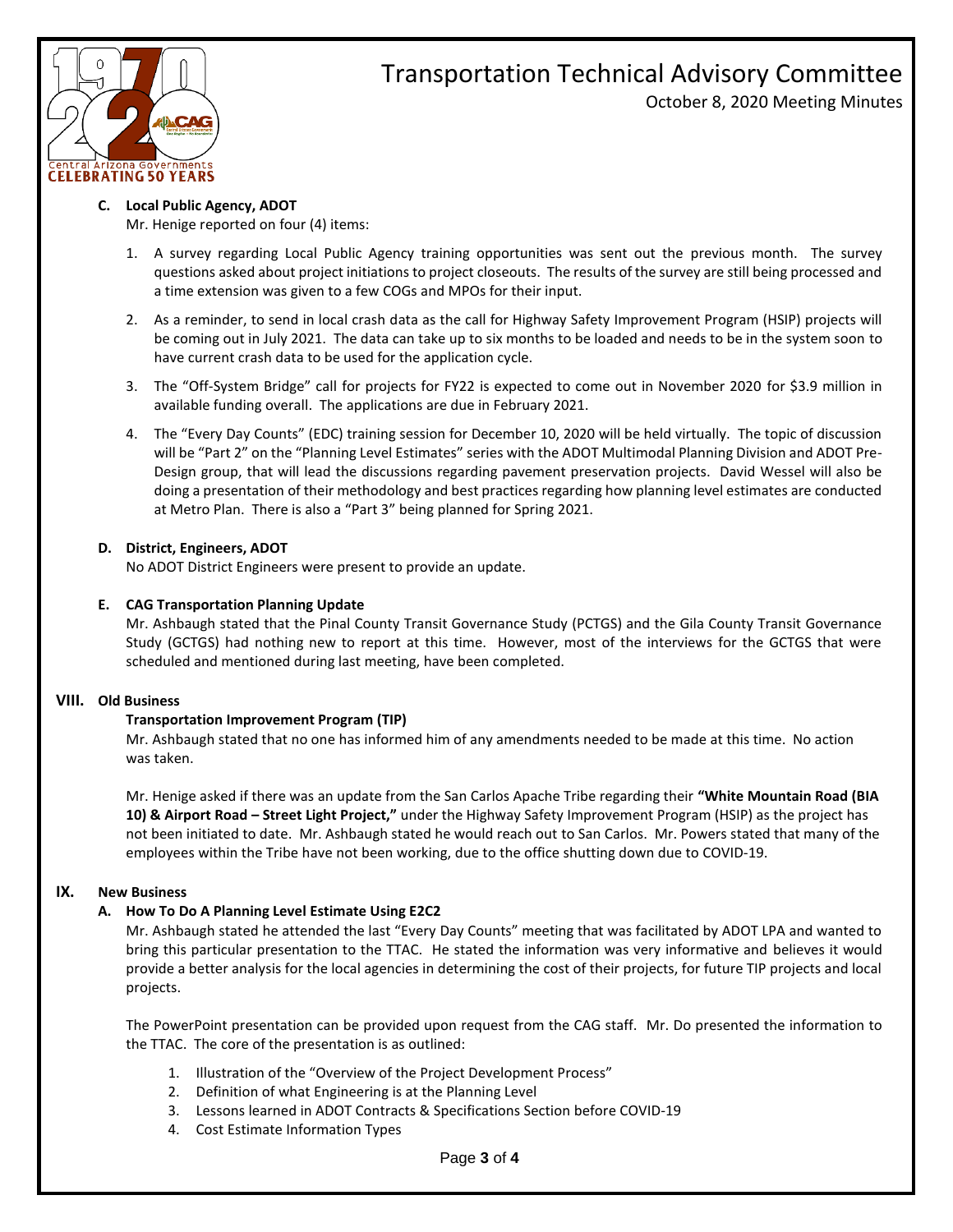**C. Local Public Agency, ADOT**

Mr. Henige reported on four (4) items:

1. A survey regarding Local Public Agency training opportunities was sent out the previous month. The survey questions asked about project initiations to project closeouts. The results of the survey are still being processed and a time extension was given to a few COGs and MPOs for their input.
2. As a reminder, to send in local crash data as the call for Highway Safety Improvement Program (HSIP) projects will be coming out in July 2021. The data can take up to six months to be loaded and needs to be in the system soon to have current crash data to be used for the application cycle.
3. The "Off-System Bridge" call for projects for FY22 is expected to come out in November 2020 for $3.9 million in available funding overall. The applications are due in February 2021.
4. The "Every Day Counts" (EDC) training session for December 10, 2020 will be held virtually. The topic of discussion will be "Part 2" on the "Planning Level Estimates" series with the ADOT Multimodal Planning Division and ADOT Pre-Design group, that will lead the discussions regarding pavement preservation projects. David Wessel will also be doing a presentation of their methodology and best practices regarding how planning level estimates are conducted at Metro Plan. There is also a "Part 3" being planned for Spring 2021.

**D. District, Engineers, ADOT**

No ADOT District Engineers were present to provide an update.

**E. CAG Transportation Planning Update**

Mr. Ashbaugh stated that the Pinal County Transit Governance Study (PCTGS) and the Gila County Transit Governance Study (GCTGS) had nothing new to report at this time. However, most of the interviews for the GCTGS that were scheduled and mentioned during last meeting, have been completed.

## VIII. Old Business

**Transportation Improvement Program (TIP)**

Mr. Ashbaugh stated that no one has informed him of any amendments needed to be made at this time. No action was taken.

Mr. Henige asked if there was an update from the San Carlos Apache Tribe regarding their **"White Mountain Road (BIA 10) & Airport Road – Street Light Project,"** under the Highway Safety Improvement Program (HSIP) as the project has not been initiated to date. Mr. Ashbaugh stated he would reach out to San Carlos. Mr. Powers stated that many of the employees within the Tribe have not been working, due to the office shutting down due to COVID-19.

## IX. New Business

**A. How To Do A Planning Level Estimate Using E2C2**

Mr. Ashbaugh stated he attended the last "Every Day Counts" meeting that was facilitated by ADOT LPA and wanted to bring this particular presentation to the TTAC. He stated the information was very informative and believes it would provide a better analysis for the local agencies in determining the cost of their projects, for future TIP projects and local projects.

The PowerPoint presentation can be provided upon request from the CAG staff. Mr. Do presented the information to the TTAC. The core of the presentation is as outlined:

1. Illustration of the "Overview of the Project Development Process"
2. Definition of what Engineering is at the Planning Level
3. Lessons learned in ADOT Contracts & Specifications Section before COVID-19
4. Cost Estimate Information Types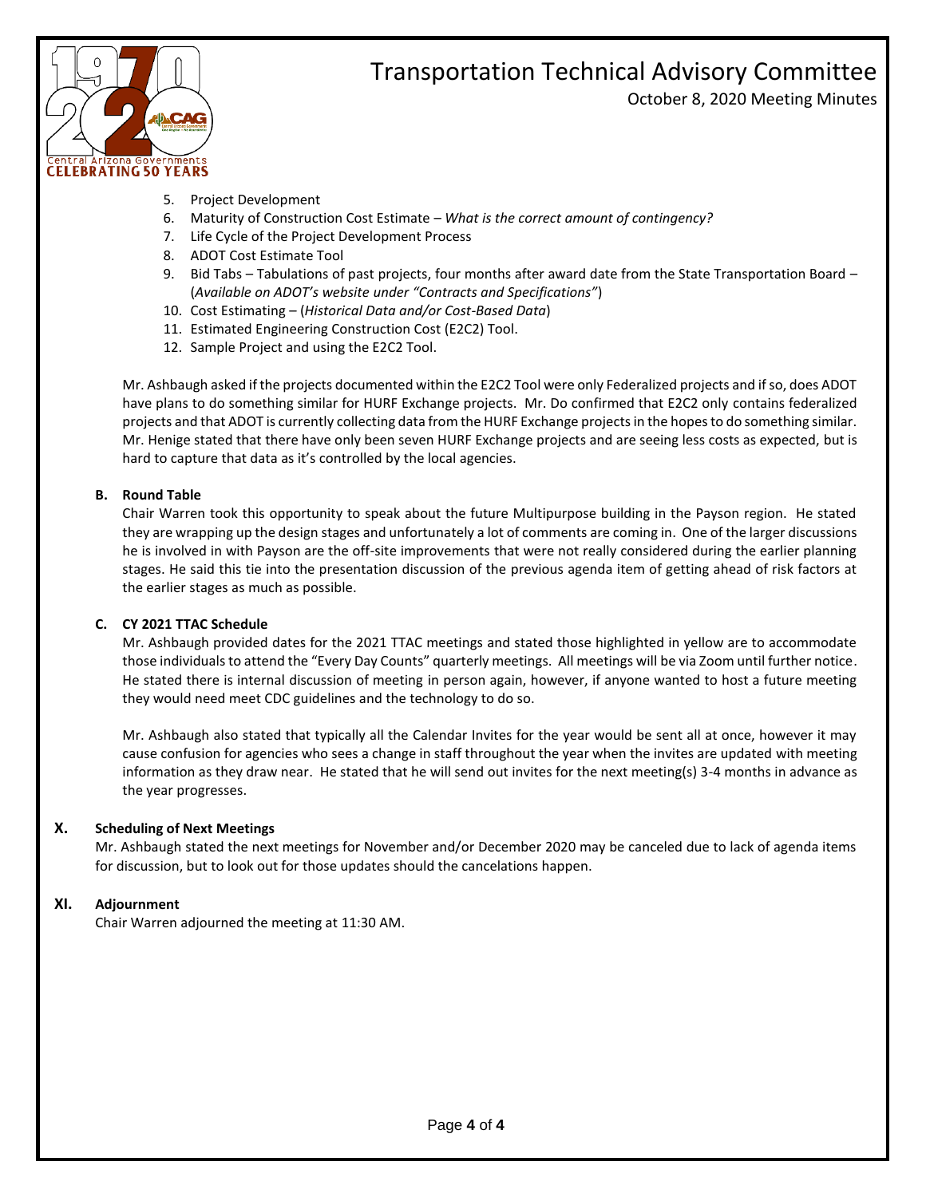5. Project Development
6. Maturity of Construction Cost Estimate – *What is the correct amount of contingency?*
7. Life Cycle of the Project Development Process
8. ADOT Cost Estimate Tool
9. Bid Tabs – Tabulations of past projects, four months after award date from the State Transportation Board – (*Available on ADOT's website under "Contracts and Specifications"*)
10. Cost Estimating – (*Historical Data and/or Cost-Based Data*)
11. Estimated Engineering Construction Cost (E2C2) Tool.
12. Sample Project and using the E2C2 Tool.

Mr. Ashbaugh asked if the projects documented within the E2C2 Tool were only Federalized projects and if so, does ADOT have plans to do something similar for HURF Exchange projects. Mr. Do confirmed that E2C2 only contains federalized projects and that ADOT is currently collecting data from the HURF Exchange projects in the hopes to do something similar. Mr. Henige stated that there have only been seven HURF Exchange projects and are seeing less costs as expected, but is hard to capture that data as it's controlled by the local agencies.

**B. Round Table**

Chair Warren took this opportunity to speak about the future Multipurpose building in the Payson region. He stated they are wrapping up the design stages and unfortunately a lot of comments are coming in. One of the larger discussions he is involved in with Payson are the off-site improvements that were not really considered during the earlier planning stages. He said this tie into the presentation discussion of the previous agenda item of getting ahead of risk factors at the earlier stages as much as possible.

**C. CY 2021 TTAC Schedule**

Mr. Ashbaugh provided dates for the 2021 TTAC meetings and stated those highlighted in yellow are to accommodate those individuals to attend the "Every Day Counts" quarterly meetings. All meetings will be via Zoom until further notice. He stated there is internal discussion of meeting in person again, however, if anyone wanted to host a future meeting they would need meet CDC guidelines and the technology to do so.

Mr. Ashbaugh also stated that typically all the Calendar Invites for the year would be sent all at once, however it may cause confusion for agencies who sees a change in staff throughout the year when the invites are updated with meeting information as they draw near. He stated that he will send out invites for the next meeting(s) 3-4 months in advance as the year progresses.

## X. Scheduling of Next Meetings

Mr. Ashbaugh stated the next meetings for November and/or December 2020 may be canceled due to lack of agenda items for discussion, but to look out for those updates should the cancelations happen.

## XI. Adjournment

Chair Warren adjourned the meeting at 11:30 AM.